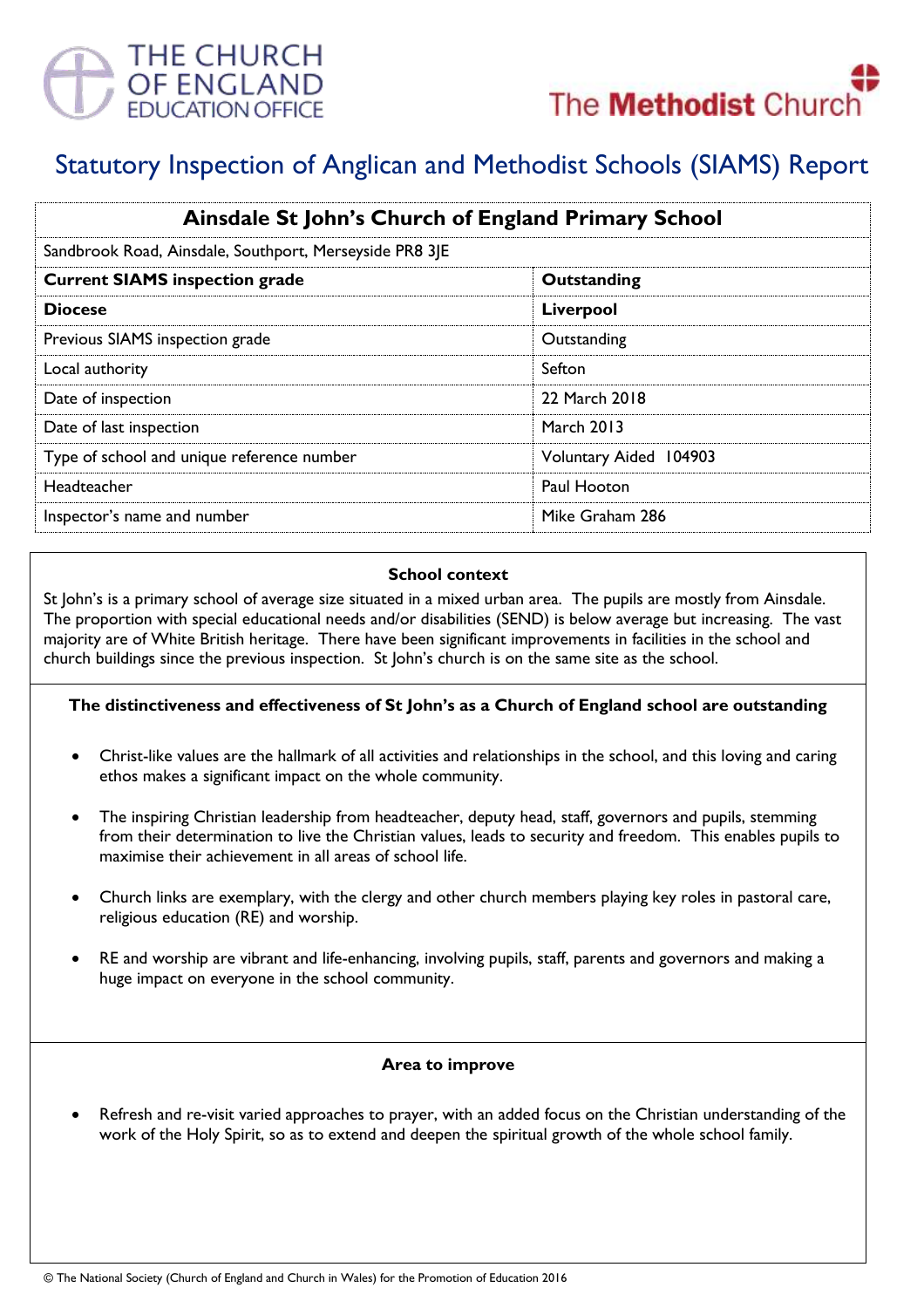THE CHURCH OF ENGLAND EDUCATION OFFICE

The Methodist Church

# Statutory Inspection of Anglican and Methodist Schools (SIAMS) Report

| Ainsdale St John's Church of England Primary School | |
|---|---|
| Sandbrook Road, Ainsdale, Southport, Merseyside PR8 3JE | |
| **Current SIAMS inspection grade** | **Outstanding** |
| **Diocese** | **Liverpool** |
| Previous SIAMS inspection grade | Outstanding |
| Local authority | Sefton |
| Date of inspection | 22 March 2018 |
| Date of last inspection | March 2013 |
| Type of school and unique reference number | Voluntary Aided 104903 |
| Headteacher | Paul Hooton |
| Inspector's name and number | Mike Graham 286 |

### School context

St John's is a primary school of average size situated in a mixed urban area. The pupils are mostly from Ainsdale. The proportion with special educational needs and/or disabilities (SEND) is below average but increasing. The vast majority are of White British heritage. There have been significant improvements in facilities in the school and church buildings since the previous inspection. St John's church is on the same site as the school.

### The distinctiveness and effectiveness of St John's as a Church of England school are outstanding

- Christ-like values are the hallmark of all activities and relationships in the school, and this loving and caring ethos makes a significant impact on the whole community.
- The inspiring Christian leadership from headteacher, deputy head, staff, governors and pupils, stemming from their determination to live the Christian values, leads to security and freedom. This enables pupils to maximise their achievement in all areas of school life.
- Church links are exemplary, with the clergy and other church members playing key roles in pastoral care, religious education (RE) and worship.
- RE and worship are vibrant and life-enhancing, involving pupils, staff, parents and governors and making a huge impact on everyone in the school community.

### Area to improve

- Refresh and re-visit varied approaches to prayer, with an added focus on the Christian understanding of the work of the Holy Spirit, so as to extend and deepen the spiritual growth of the whole school family.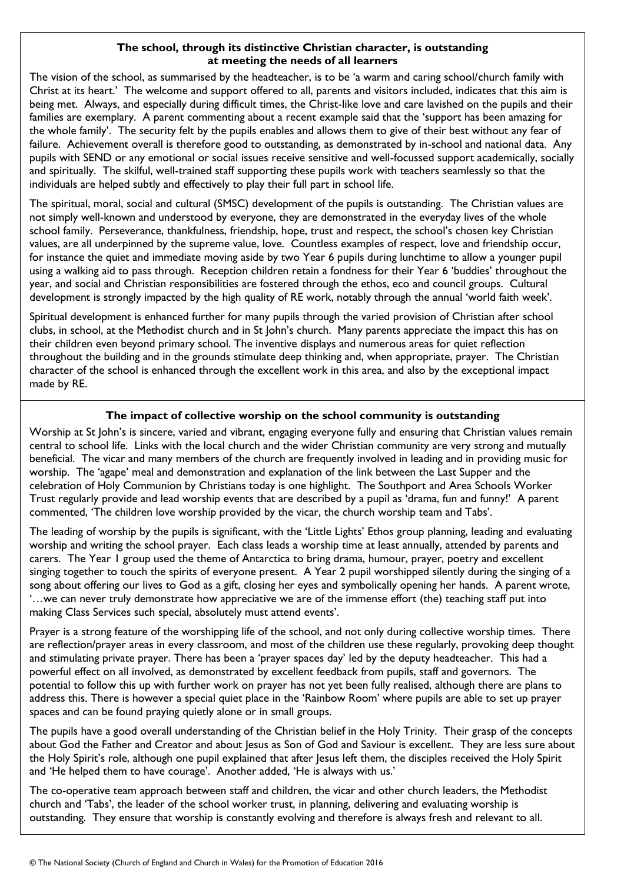## The school, through its distinctive Christian character, is outstanding at meeting the needs of all learners

The vision of the school, as summarised by the headteacher, is to be 'a warm and caring school/church family with Christ at its heart.' The welcome and support offered to all, parents and visitors included, indicates that this aim is being met. Always, and especially during difficult times, the Christ-like love and care lavished on the pupils and their families are exemplary. A parent commenting about a recent example said that the 'support has been amazing for the whole family'. The security felt by the pupils enables and allows them to give of their best without any fear of failure. Achievement overall is therefore good to outstanding, as demonstrated by in-school and national data. Any pupils with SEND or any emotional or social issues receive sensitive and well-focussed support academically, socially and spiritually. The skilful, well-trained staff supporting these pupils work with teachers seamlessly so that the individuals are helped subtly and effectively to play their full part in school life.

The spiritual, moral, social and cultural (SMSC) development of the pupils is outstanding. The Christian values are not simply well-known and understood by everyone, they are demonstrated in the everyday lives of the whole school family. Perseverance, thankfulness, friendship, hope, trust and respect, the school's chosen key Christian values, are all underpinned by the supreme value, love. Countless examples of respect, love and friendship occur, for instance the quiet and immediate moving aside by two Year 6 pupils during lunchtime to allow a younger pupil using a walking aid to pass through. Reception children retain a fondness for their Year 6 'buddies' throughout the year, and social and Christian responsibilities are fostered through the ethos, eco and council groups. Cultural development is strongly impacted by the high quality of RE work, notably through the annual 'world faith week'.

Spiritual development is enhanced further for many pupils through the varied provision of Christian after school clubs, in school, at the Methodist church and in St John's church. Many parents appreciate the impact this has on their children even beyond primary school. The inventive displays and numerous areas for quiet reflection throughout the building and in the grounds stimulate deep thinking and, when appropriate, prayer. The Christian character of the school is enhanced through the excellent work in this area, and also by the exceptional impact made by RE.

## The impact of collective worship on the school community is outstanding

Worship at St John's is sincere, varied and vibrant, engaging everyone fully and ensuring that Christian values remain central to school life. Links with the local church and the wider Christian community are very strong and mutually beneficial. The vicar and many members of the church are frequently involved in leading and in providing music for worship. The 'agape' meal and demonstration and explanation of the link between the Last Supper and the celebration of Holy Communion by Christians today is one highlight. The Southport and Area Schools Worker Trust regularly provide and lead worship events that are described by a pupil as 'drama, fun and funny!' A parent commented, 'The children love worship provided by the vicar, the church worship team and Tabs'.

The leading of worship by the pupils is significant, with the 'Little Lights' Ethos group planning, leading and evaluating worship and writing the school prayer. Each class leads a worship time at least annually, attended by parents and carers. The Year 1 group used the theme of Antarctica to bring drama, humour, prayer, poetry and excellent singing together to touch the spirits of everyone present. A Year 2 pupil worshipped silently during the singing of a song about offering our lives to God as a gift, closing her eyes and symbolically opening her hands. A parent wrote, '…we can never truly demonstrate how appreciative we are of the immense effort (the) teaching staff put into making Class Services such special, absolutely must attend events'.

Prayer is a strong feature of the worshipping life of the school, and not only during collective worship times. There are reflection/prayer areas in every classroom, and most of the children use these regularly, provoking deep thought and stimulating private prayer. There has been a 'prayer spaces day' led by the deputy headteacher. This had a powerful effect on all involved, as demonstrated by excellent feedback from pupils, staff and governors. The potential to follow this up with further work on prayer has not yet been fully realised, although there are plans to address this. There is however a special quiet place in the 'Rainbow Room' where pupils are able to set up prayer spaces and can be found praying quietly alone or in small groups.

The pupils have a good overall understanding of the Christian belief in the Holy Trinity. Their grasp of the concepts about God the Father and Creator and about Jesus as Son of God and Saviour is excellent. They are less sure about the Holy Spirit's role, although one pupil explained that after Jesus left them, the disciples received the Holy Spirit and 'He helped them to have courage'. Another added, 'He is always with us.'

The co-operative team approach between staff and children, the vicar and other church leaders, the Methodist church and 'Tabs', the leader of the school worker trust, in planning, delivering and evaluating worship is outstanding. They ensure that worship is constantly evolving and therefore is always fresh and relevant to all.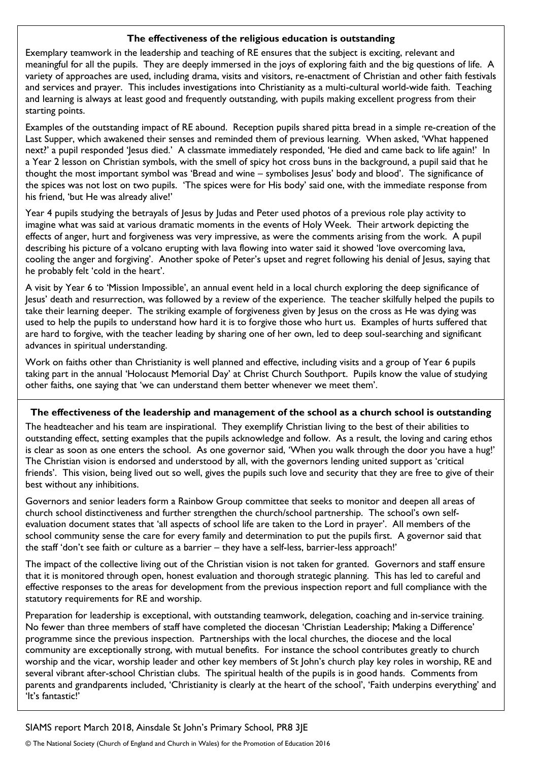## The effectiveness of the religious education is outstanding

Exemplary teamwork in the leadership and teaching of RE ensures that the subject is exciting, relevant and meaningful for all the pupils. They are deeply immersed in the joys of exploring faith and the big questions of life. A variety of approaches are used, including drama, visits and visitors, re-enactment of Christian and other faith festivals and services and prayer. This includes investigations into Christianity as a multi-cultural world-wide faith. Teaching and learning is always at least good and frequently outstanding, with pupils making excellent progress from their starting points.

Examples of the outstanding impact of RE abound. Reception pupils shared pitta bread in a simple re-creation of the Last Supper, which awakened their senses and reminded them of previous learning. When asked, 'What happened next?' a pupil responded 'Jesus died.' A classmate immediately responded, 'He died and came back to life again!' In a Year 2 lesson on Christian symbols, with the smell of spicy hot cross buns in the background, a pupil said that he thought the most important symbol was 'Bread and wine – symbolises Jesus' body and blood'. The significance of the spices was not lost on two pupils. 'The spices were for His body' said one, with the immediate response from his friend, 'but He was already alive!'

Year 4 pupils studying the betrayals of Jesus by Judas and Peter used photos of a previous role play activity to imagine what was said at various dramatic moments in the events of Holy Week. Their artwork depicting the effects of anger, hurt and forgiveness was very impressive, as were the comments arising from the work. A pupil describing his picture of a volcano erupting with lava flowing into water said it showed 'love overcoming lava, cooling the anger and forgiving'. Another spoke of Peter's upset and regret following his denial of Jesus, saying that he probably felt 'cold in the heart'.

A visit by Year 6 to 'Mission Impossible', an annual event held in a local church exploring the deep significance of Jesus' death and resurrection, was followed by a review of the experience. The teacher skilfully helped the pupils to take their learning deeper. The striking example of forgiveness given by Jesus on the cross as He was dying was used to help the pupils to understand how hard it is to forgive those who hurt us. Examples of hurts suffered that are hard to forgive, with the teacher leading by sharing one of her own, led to deep soul-searching and significant advances in spiritual understanding.

Work on faiths other than Christianity is well planned and effective, including visits and a group of Year 6 pupils taking part in the annual 'Holocaust Memorial Day' at Christ Church Southport. Pupils know the value of studying other faiths, one saying that 'we can understand them better whenever we meet them'.

## The effectiveness of the leadership and management of the school as a church school is outstanding

The headteacher and his team are inspirational. They exemplify Christian living to the best of their abilities to outstanding effect, setting examples that the pupils acknowledge and follow. As a result, the loving and caring ethos is clear as soon as one enters the school. As one governor said, 'When you walk through the door you have a hug!' The Christian vision is endorsed and understood by all, with the governors lending united support as 'critical friends'. This vision, being lived out so well, gives the pupils such love and security that they are free to give of their best without any inhibitions.

Governors and senior leaders form a Rainbow Group committee that seeks to monitor and deepen all areas of church school distinctiveness and further strengthen the church/school partnership. The school's own self-evaluation document states that 'all aspects of school life are taken to the Lord in prayer'. All members of the school community sense the care for every family and determination to put the pupils first. A governor said that the staff 'don't see faith or culture as a barrier – they have a self-less, barrier-less approach!'

The impact of the collective living out of the Christian vision is not taken for granted. Governors and staff ensure that it is monitored through open, honest evaluation and thorough strategic planning. This has led to careful and effective responses to the areas for development from the previous inspection report and full compliance with the statutory requirements for RE and worship.

Preparation for leadership is exceptional, with outstanding teamwork, delegation, coaching and in-service training. No fewer than three members of staff have completed the diocesan 'Christian Leadership; Making a Difference' programme since the previous inspection. Partnerships with the local churches, the diocese and the local community are exceptionally strong, with mutual benefits. For instance the school contributes greatly to church worship and the vicar, worship leader and other key members of St John's church play key roles in worship, RE and several vibrant after-school Christian clubs. The spiritual health of the pupils is in good hands. Comments from parents and grandparents included, 'Christianity is clearly at the heart of the school', 'Faith underpins everything' and 'It's fantastic!'

SIAMS report March 2018, Ainsdale St John's Primary School, PR8 3JE

© The National Society (Church of England and Church in Wales) for the Promotion of Education 2016